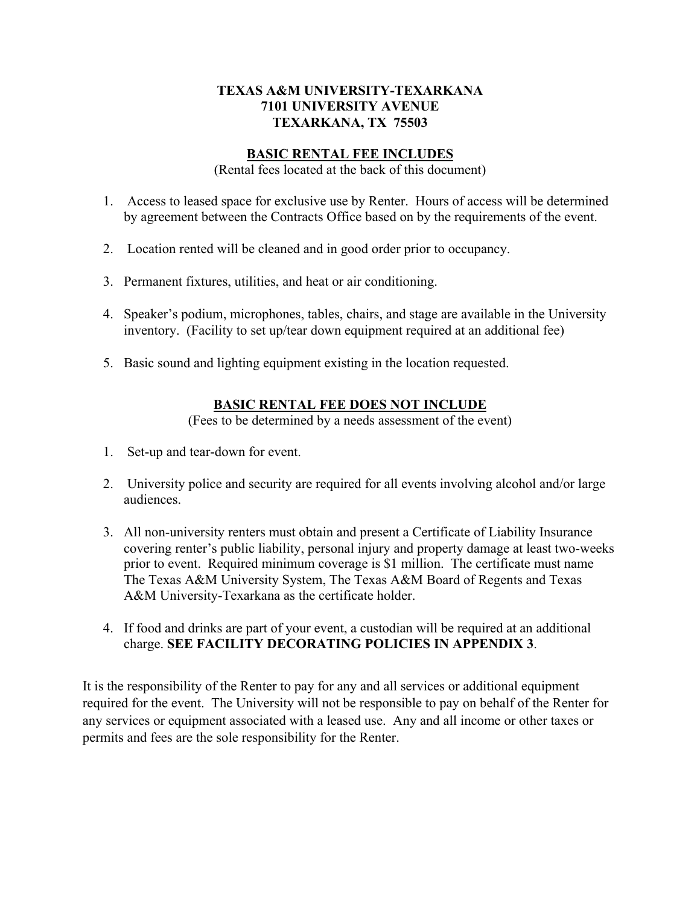**TEXAS A&M UNIVERSITY-TEXARKANA**
**7101 UNIVERSITY AVENUE**
**TEXARKANA, TX 75503**

## BASIC RENTAL FEE INCLUDES

(Rental fees located at the back of this document)

1. Access to leased space for exclusive use by Renter. Hours of access will be determined by agreement between the Contracts Office based on by the requirements of the event.
2. Location rented will be cleaned and in good order prior to occupancy.
3. Permanent fixtures, utilities, and heat or air conditioning.
4. Speaker's podium, microphones, tables, chairs, and stage are available in the University inventory. (Facility to set up/tear down equipment required at an additional fee)
5. Basic sound and lighting equipment existing in the location requested.

## BASIC RENTAL FEE DOES NOT INCLUDE

(Fees to be determined by a needs assessment of the event)

1. Set-up and tear-down for event.
2. University police and security are required for all events involving alcohol and/or large audiences.
3. All non-university renters must obtain and present a Certificate of Liability Insurance covering renter's public liability, personal injury and property damage at least two-weeks prior to event. Required minimum coverage is $1 million. The certificate must name The Texas A&M University System, The Texas A&M Board of Regents and Texas A&M University-Texarkana as the certificate holder.
4. If food and drinks are part of your event, a custodian will be required at an additional charge. **SEE FACILITY DECORATING POLICIES IN APPENDIX 3**.

It is the responsibility of the Renter to pay for any and all services or additional equipment required for the event. The University will not be responsible to pay on behalf of the Renter for any services or equipment associated with a leased use. Any and all income or other taxes or permits and fees are the sole responsibility for the Renter.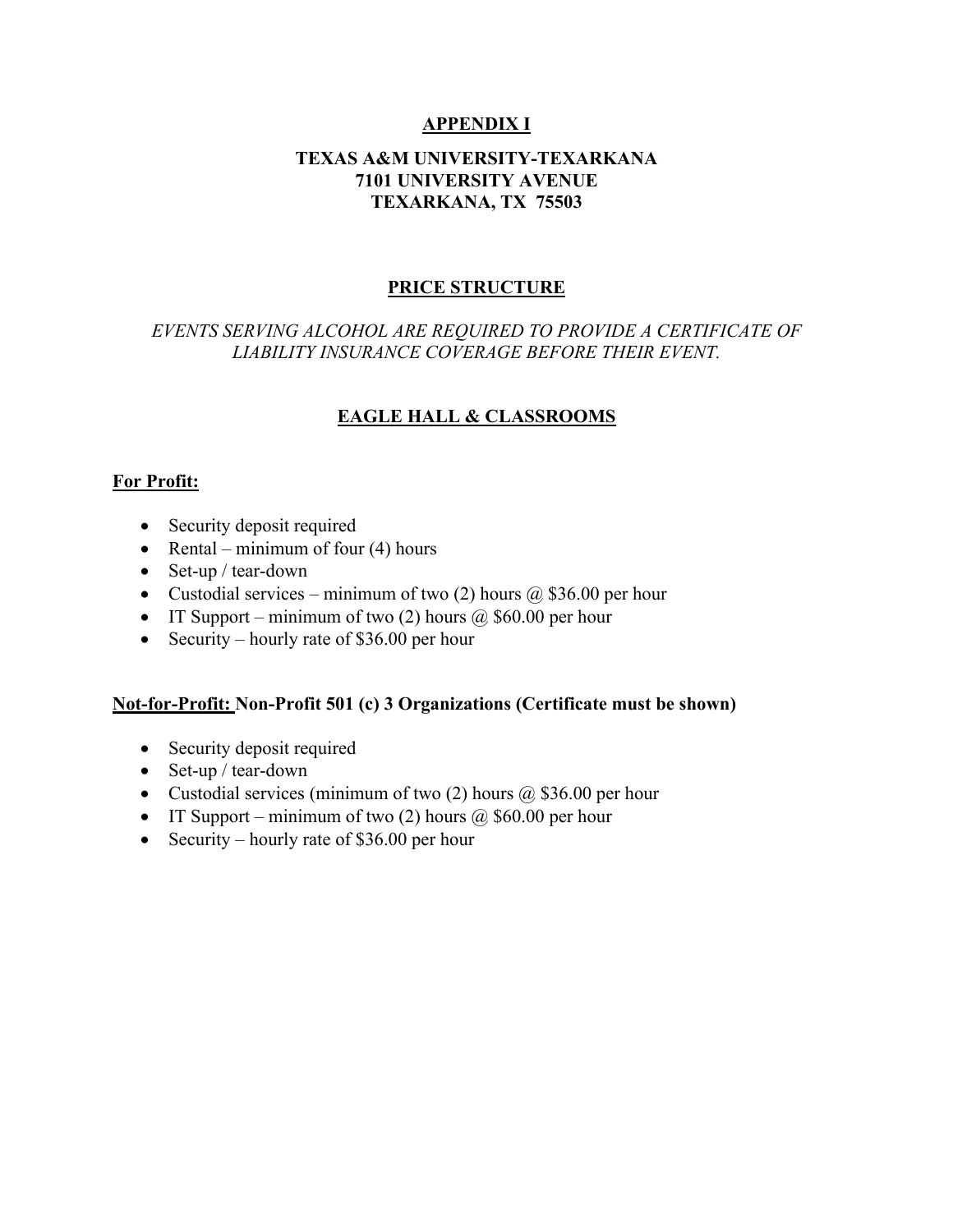# APPENDIX I

## TEXAS A&M UNIVERSITY-TEXARKANA
## 7101 UNIVERSITY AVENUE
## TEXARKANA, TX 75503

## PRICE STRUCTURE

*EVENTS SERVING ALCOHOL ARE REQUIRED TO PROVIDE A CERTIFICATE OF LIABILITY INSURANCE COVERAGE BEFORE THEIR EVENT.*

## EAGLE HALL & CLASSROOMS

**For Profit:**

- Security deposit required
- Rental – minimum of four (4) hours
- Set-up / tear-down
- Custodial services – minimum of two (2) hours @ $36.00 per hour
- IT Support – minimum of two (2) hours @ $60.00 per hour
- Security – hourly rate of $36.00 per hour

**Not-for-Profit: Non-Profit 501 (c) 3 Organizations (Certificate must be shown)**

- Security deposit required
- Set-up / tear-down
- Custodial services (minimum of two (2) hours @ $36.00 per hour
- IT Support – minimum of two (2) hours @ $60.00 per hour
- Security – hourly rate of $36.00 per hour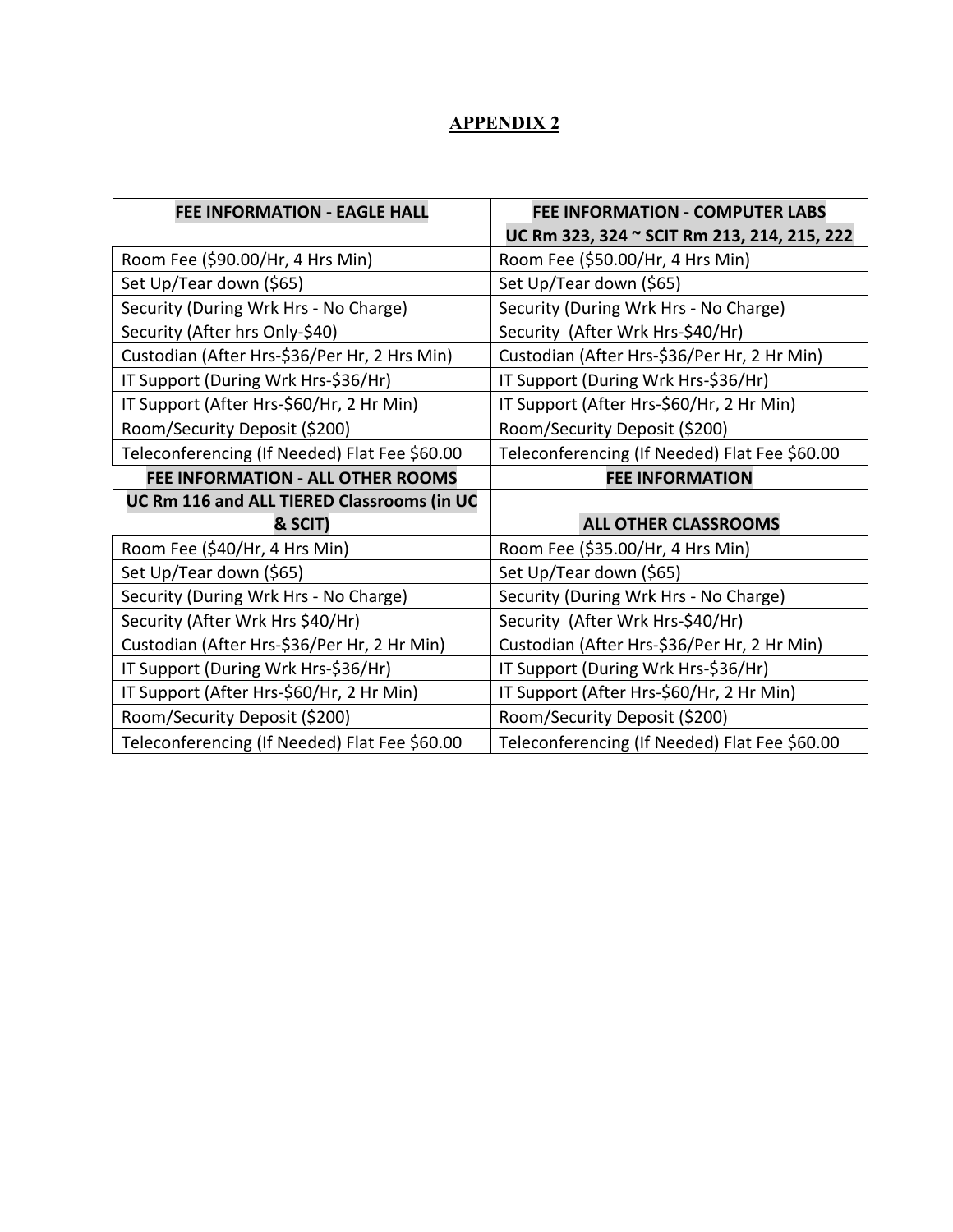## APPENDIX 2

| FEE INFORMATION - EAGLE HALL | FEE INFORMATION - COMPUTER LABS |
| --- | --- |
| | UC Rm 323, 324 ~ SCIT Rm 213, 214, 215, 222 |
| Room Fee ($90.00/Hr, 4 Hrs Min) | Room Fee ($50.00/Hr, 4 Hrs Min) |
| Set Up/Tear down ($65) | Set Up/Tear down ($65) |
| Security (During Wrk Hrs - No Charge) | Security (During Wrk Hrs - No Charge) |
| Security (After hrs Only-$40) | Security (After Wrk Hrs-$40/Hr) |
| Custodian (After Hrs-$36/Per Hr, 2 Hrs Min) | Custodian (After Hrs-$36/Per Hr, 2 Hr Min) |
| IT Support (During Wrk Hrs-$36/Hr) | IT Support (During Wrk Hrs-$36/Hr) |
| IT Support (After Hrs-$60/Hr, 2 Hr Min) | IT Support (After Hrs-$60/Hr, 2 Hr Min) |
| Room/Security Deposit ($200) | Room/Security Deposit ($200) |
| Teleconferencing (If Needed) Flat Fee $60.00 | Teleconferencing (If Needed) Flat Fee $60.00 |
| **FEE INFORMATION - ALL OTHER ROOMS** | **FEE INFORMATION** |
| **UC Rm 116 and ALL TIERED Classrooms (in UC & SCIT)** | **ALL OTHER CLASSROOMS** |
| Room Fee ($40/Hr, 4 Hrs Min) | Room Fee ($35.00/Hr, 4 Hrs Min) |
| Set Up/Tear down ($65) | Set Up/Tear down ($65) |
| Security (During Wrk Hrs - No Charge) | Security (During Wrk Hrs - No Charge) |
| Security (After Wrk Hrs $40/Hr) | Security (After Wrk Hrs-$40/Hr) |
| Custodian (After Hrs-$36/Per Hr, 2 Hr Min) | Custodian (After Hrs-$36/Per Hr, 2 Hr Min) |
| IT Support (During Wrk Hrs-$36/Hr) | IT Support (During Wrk Hrs-$36/Hr) |
| IT Support (After Hrs-$60/Hr, 2 Hr Min) | IT Support (After Hrs-$60/Hr, 2 Hr Min) |
| Room/Security Deposit ($200) | Room/Security Deposit ($200) |
| Teleconferencing (If Needed) Flat Fee $60.00 | Teleconferencing (If Needed) Flat Fee $60.00 |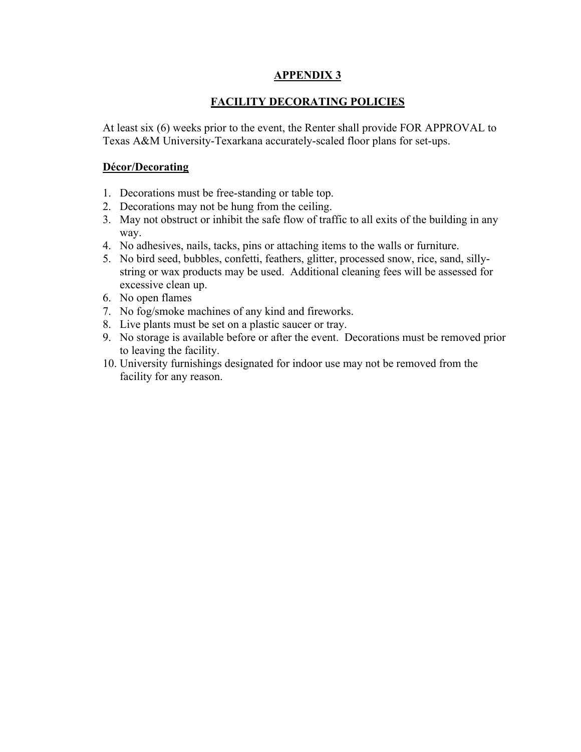# APPENDIX 3

## FACILITY DECORATING POLICIES

At least six (6) weeks prior to the event, the Renter shall provide FOR APPROVAL to Texas A&M University-Texarkana accurately-scaled floor plans for set-ups.

### Décor/Decorating

1. Decorations must be free-standing or table top.
2. Decorations may not be hung from the ceiling.
3. May not obstruct or inhibit the safe flow of traffic to all exits of the building in any way.
4. No adhesives, nails, tacks, pins or attaching items to the walls or furniture.
5. No bird seed, bubbles, confetti, feathers, glitter, processed snow, rice, sand, silly-string or wax products may be used. Additional cleaning fees will be assessed for excessive clean up.
6. No open flames
7. No fog/smoke machines of any kind and fireworks.
8. Live plants must be set on a plastic saucer or tray.
9. No storage is available before or after the event. Decorations must be removed prior to leaving the facility.
10. University furnishings designated for indoor use may not be removed from the facility for any reason.